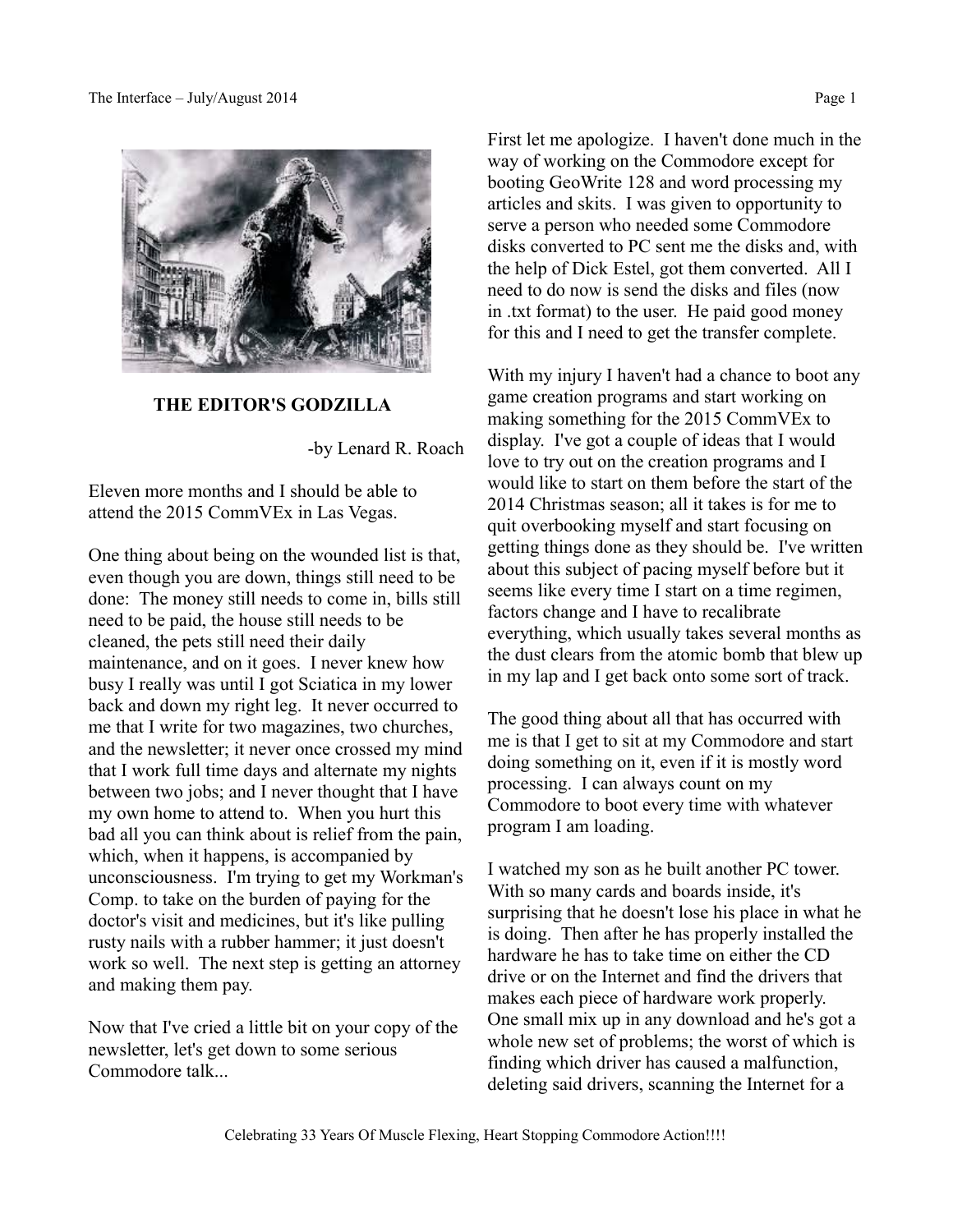## THE EDITOR'S GODZILLA

-by Lenard R. Roach

Eleven more months and I should be able to attend the 2015 CommVEx in Las Vegas.

One thing about being on the wounded list is that, even though you are down, things still need to be done: The money still needs to come in, bills still need to be paid, the house still needs to be cleaned, the pets still need their daily maintenance, and on it goes. I never knew how busy I really was until I got Sciatica in my lower back and down my right leg. It never occurred to me that I write for two magazines, two churches, and the newsletter; it never once crossed my mind that I work full time days and alternate my nights between two jobs; and I never thought that I have my own home to attend to. When you hurt this bad all you can think about is relief from the pain, which, when it happens, is accompanied by unconsciousness. I'm trying to get my Workman's Comp. to take on the burden of paying for the doctor's visit and medicines, but it's like pulling rusty nails with a rubber hammer; it just doesn't work so well. The next step is getting an attorney and making them pay.

Now that I've cried a little bit on your copy of the newsletter, let's get down to some serious Commodore talk...

First let me apologize. I haven't done much in the way of working on the Commodore except for booting GeoWrite 128 and word processing my articles and skits. I was given to opportunity to serve a person who needed some Commodore disks converted to PC sent me the disks and, with the help of Dick Estel, got them converted. All I need to do now is send the disks and files (now in .txt format) to the user. He paid good money for this and I need to get the transfer complete.

With my injury I haven't had a chance to boot any game creation programs and start working on making something for the 2015 CommVEx to display. I've got a couple of ideas that I would love to try out on the creation programs and I would like to start on them before the start of the 2014 Christmas season; all it takes is for me to quit overbooking myself and start focusing on getting things done as they should be. I've written about this subject of pacing myself before but it seems like every time I start on a time regimen, factors change and I have to recalibrate everything, which usually takes several months as the dust clears from the atomic bomb that blew up in my lap and I get back onto some sort of track.

The good thing about all that has occurred with me is that I get to sit at my Commodore and start doing something on it, even if it is mostly word processing. I can always count on my Commodore to boot every time with whatever program I am loading.

I watched my son as he built another PC tower. With so many cards and boards inside, it's surprising that he doesn't lose his place in what he is doing. Then after he has properly installed the hardware he has to take time on either the CD drive or on the Internet and find the drivers that makes each piece of hardware work properly. One small mix up in any download and he's got a whole new set of problems; the worst of which is finding which driver has caused a malfunction, deleting said drivers, scanning the Internet for a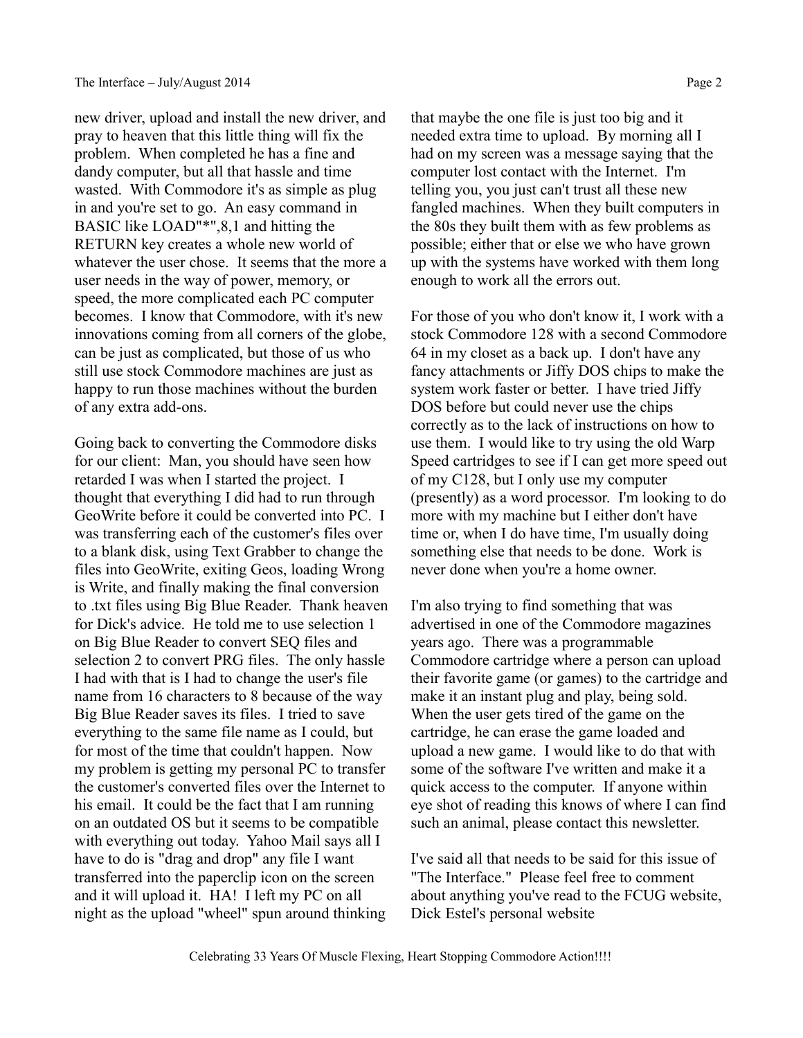new driver, upload and install the new driver, and pray to heaven that this little thing will fix the problem. When completed he has a fine and dandy computer, but all that hassle and time wasted. With Commodore it's as simple as plug in and you're set to go. An easy command in BASIC like LOAD"*",8,1 and hitting the RETURN key creates a whole new world of whatever the user chose. It seems that the more a user needs in the way of power, memory, or speed, the more complicated each PC computer becomes. I know that Commodore, with it's new innovations coming from all corners of the globe, can be just as complicated, but those of us who still use stock Commodore machines are just as happy to run those machines without the burden of any extra add-ons.

Going back to converting the Commodore disks for our client: Man, you should have seen how retarded I was when I started the project. I thought that everything I did had to run through GeoWrite before it could be converted into PC. I was transferring each of the customer's files over to a blank disk, using Text Grabber to change the files into GeoWrite, exiting Geos, loading Wrong is Write, and finally making the final conversion to .txt files using Big Blue Reader. Thank heaven for Dick's advice. He told me to use selection 1 on Big Blue Reader to convert SEQ files and selection 2 to convert PRG files. The only hassle I had with that is I had to change the user's file name from 16 characters to 8 because of the way Big Blue Reader saves its files. I tried to save everything to the same file name as I could, but for most of the time that couldn't happen. Now my problem is getting my personal PC to transfer the customer's converted files over the Internet to his email. It could be the fact that I am running on an outdated OS but it seems to be compatible with everything out today. Yahoo Mail says all I have to do is "drag and drop" any file I want transferred into the paperclip icon on the screen and it will upload it. HA! I left my PC on all night as the upload "wheel" spun around thinking that maybe the one file is just too big and it needed extra time to upload. By morning all I had on my screen was a message saying that the computer lost contact with the Internet. I'm telling you, you just can't trust all these new fangled machines. When they built computers in the 80s they built them with as few problems as possible; either that or else we who have grown up with the systems have worked with them long enough to work all the errors out.

For those of you who don't know it, I work with a stock Commodore 128 with a second Commodore 64 in my closet as a back up. I don't have any fancy attachments or Jiffy DOS chips to make the system work faster or better. I have tried Jiffy DOS before but could never use the chips correctly as to the lack of instructions on how to use them. I would like to try using the old Warp Speed cartridges to see if I can get more speed out of my C128, but I only use my computer (presently) as a word processor. I'm looking to do more with my machine but I either don't have time or, when I do have time, I'm usually doing something else that needs to be done. Work is never done when you're a home owner.

I'm also trying to find something that was advertised in one of the Commodore magazines years ago. There was a programmable Commodore cartridge where a person can upload their favorite game (or games) to the cartridge and make it an instant plug and play, being sold. When the user gets tired of the game on the cartridge, he can erase the game loaded and upload a new game. I would like to do that with some of the software I've written and make it a quick access to the computer. If anyone within eye shot of reading this knows of where I can find such an animal, please contact this newsletter.

I've said all that needs to be said for this issue of "The Interface." Please feel free to comment about anything you've read to the FCUG website, Dick Estel's personal website

Celebrating 33 Years Of Muscle Flexing, Heart Stopping Commodore Action!!!!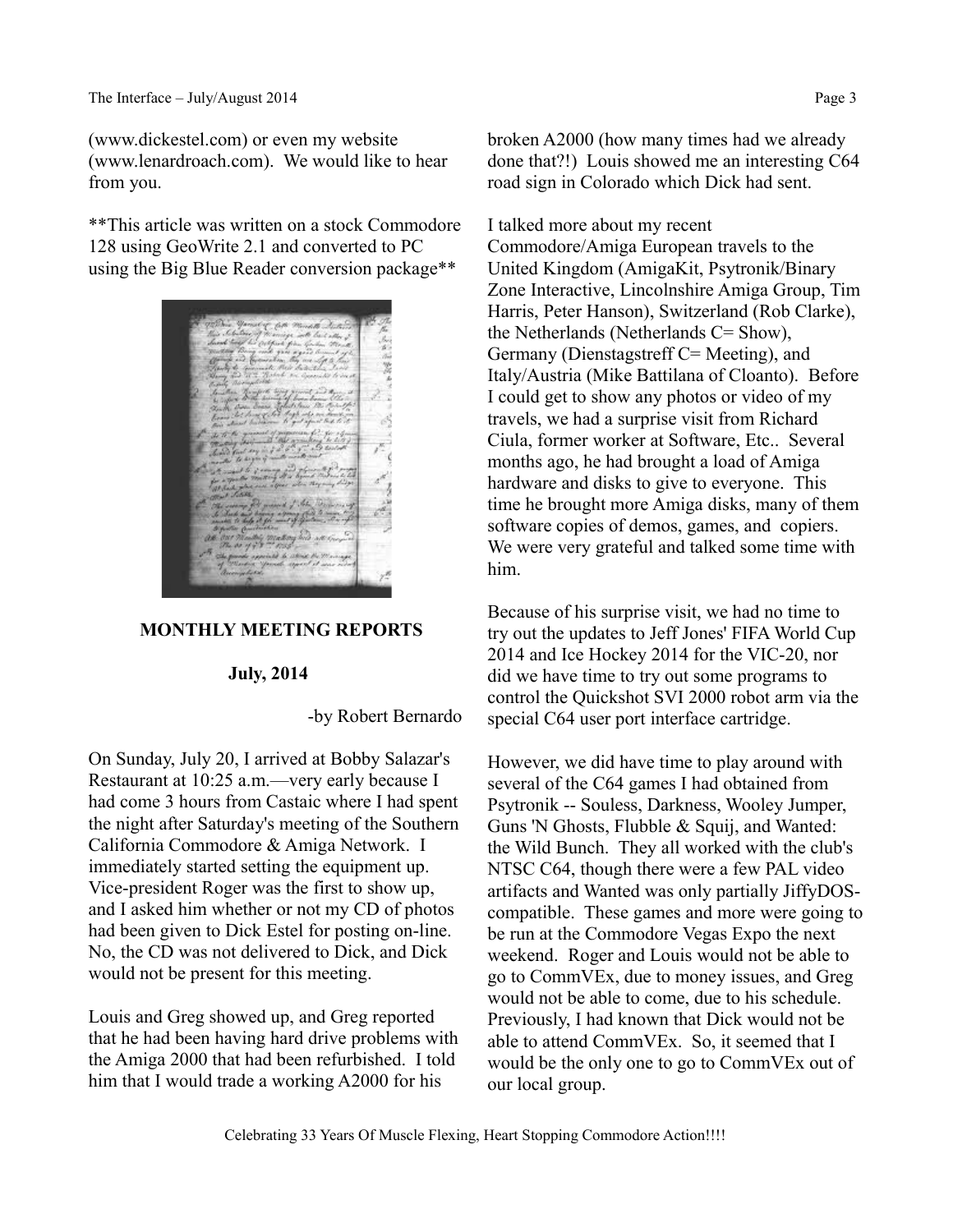(www.dickestel.com) or even my website (www.lenardroach.com). We would like to hear from you.

**This article was written on a stock Commodore 128 using GeoWrite 2.1 and converted to PC using the Big Blue Reader conversion package**

## MONTHLY MEETING REPORTS

### July, 2014

-by Robert Bernardo

On Sunday, July 20, I arrived at Bobby Salazar's Restaurant at 10:25 a.m.—very early because I had come 3 hours from Castaic where I had spent the night after Saturday's meeting of the Southern California Commodore & Amiga Network. I immediately started setting the equipment up. Vice-president Roger was the first to show up, and I asked him whether or not my CD of photos had been given to Dick Estel for posting on-line. No, the CD was not delivered to Dick, and Dick would not be present for this meeting.

Louis and Greg showed up, and Greg reported that he had been having hard drive problems with the Amiga 2000 that had been refurbished. I told him that I would trade a working A2000 for his broken A2000 (how many times had we already done that?!) Louis showed me an interesting C64 road sign in Colorado which Dick had sent.

I talked more about my recent Commodore/Amiga European travels to the United Kingdom (AmigaKit, Psytronik/Binary Zone Interactive, Lincolnshire Amiga Group, Tim Harris, Peter Hanson), Switzerland (Rob Clarke), the Netherlands (Netherlands C= Show), Germany (Dienstagstreff C= Meeting), and Italy/Austria (Mike Battilana of Cloanto). Before I could get to show any photos or video of my travels, we had a surprise visit from Richard Ciula, former worker at Software, Etc.. Several months ago, he had brought a load of Amiga hardware and disks to give to everyone. This time he brought more Amiga disks, many of them software copies of demos, games, and copiers. We were very grateful and talked some time with him.

Because of his surprise visit, we had no time to try out the updates to Jeff Jones' FIFA World Cup 2014 and Ice Hockey 2014 for the VIC-20, nor did we have time to try out some programs to control the Quickshot SVI 2000 robot arm via the special C64 user port interface cartridge.

However, we did have time to play around with several of the C64 games I had obtained from Psytronik -- Souless, Darkness, Wooley Jumper, Guns 'N Ghosts, Flubble & Squij, and Wanted: the Wild Bunch. They all worked with the club's NTSC C64, though there were a few PAL video artifacts and Wanted was only partially JiffyDOS-compatible. These games and more were going to be run at the Commodore Vegas Expo the next weekend. Roger and Louis would not be able to go to CommVEx, due to money issues, and Greg would not be able to come, due to his schedule. Previously, I had known that Dick would not be able to attend CommVEx. So, it seemed that I would be the only one to go to CommVEx out of our local group.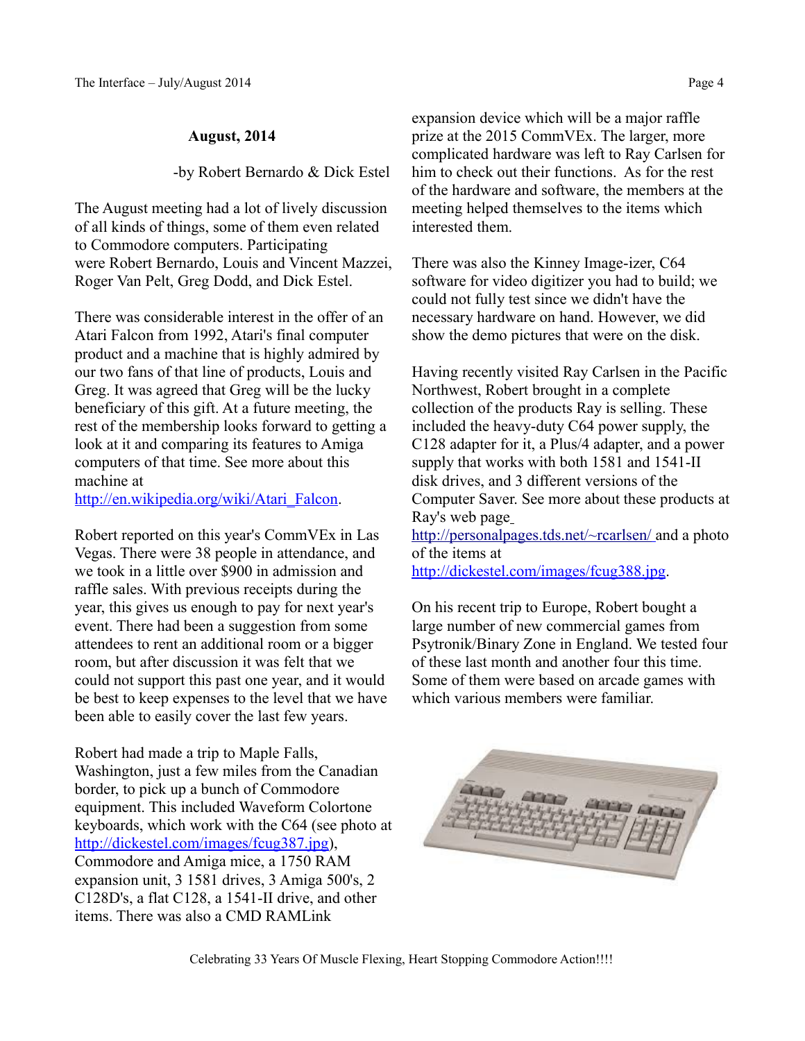**August, 2014**

-by Robert Bernardo & Dick Estel

The August meeting had a lot of lively discussion of all kinds of things, some of them even related to Commodore computers. Participating were Robert Bernardo, Louis and Vincent Mazzei, Roger Van Pelt, Greg Dodd, and Dick Estel.

There was considerable interest in the offer of an Atari Falcon from 1992, Atari's final computer product and a machine that is highly admired by our two fans of that line of products, Louis and Greg. It was agreed that Greg will be the lucky beneficiary of this gift. At a future meeting, the rest of the membership looks forward to getting a look at it and comparing its features to Amiga computers of that time. See more about this machine at http://en.wikipedia.org/wiki/Atari_Falcon.

Robert reported on this year's CommVEx in Las Vegas. There were 38 people in attendance, and we took in a little over $900 in admission and raffle sales. With previous receipts during the year, this gives us enough to pay for next year's event. There had been a suggestion from some attendees to rent an additional room or a bigger room, but after discussion it was felt that we could not support this past one year, and it would be best to keep expenses to the level that we have been able to easily cover the last few years.

Robert had made a trip to Maple Falls, Washington, just a few miles from the Canadian border, to pick up a bunch of Commodore equipment. This included Waveform Colortone keyboards, which work with the C64 (see photo at http://dickestel.com/images/fcug387.jpg), Commodore and Amiga mice, a 1750 RAM expansion unit, 3 1581 drives, 3 Amiga 500's, 2 C128D's, a flat C128, a 1541-II drive, and other items. There was also a CMD RAMLink expansion device which will be a major raffle prize at the 2015 CommVEx. The larger, more complicated hardware was left to Ray Carlsen for him to check out their functions. As for the rest of the hardware and software, the members at the meeting helped themselves to the items which interested them.

There was also the Kinney Image-izer, C64 software for video digitizer you had to build; we could not fully test since we didn't have the necessary hardware on hand. However, we did show the demo pictures that were on the disk.

Having recently visited Ray Carlsen in the Pacific Northwest, Robert brought in a complete collection of the products Ray is selling. These included the heavy-duty C64 power supply, the C128 adapter for it, a Plus/4 adapter, and a power supply that works with both 1581 and 1541-II disk drives, and 3 different versions of the Computer Saver. See more about these products at Ray's web page http://personalpages.tds.net/~rcarlsen/ and a photo of the items at http://dickestel.com/images/fcug388.jpg.

On his recent trip to Europe, Robert bought a large number of new commercial games from Psytronik/Binary Zone in England. We tested four of these last month and another four this time. Some of them were based on arcade games with which various members were familiar.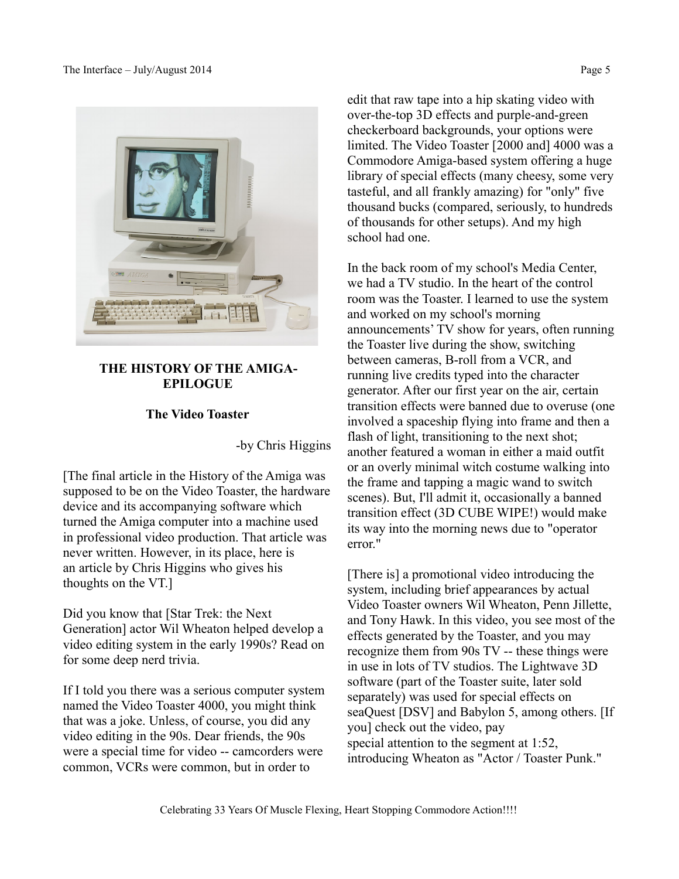## THE HISTORY OF THE AMIGA-EPILOGUE

### The Video Toaster

-by Chris Higgins

[The final article in the History of the Amiga was supposed to be on the Video Toaster, the hardware device and its accompanying software which turned the Amiga computer into a machine used in professional video production. That article was never written. However, in its place, here is an article by Chris Higgins who gives his thoughts on the VT.]

Did you know that [Star Trek: the Next Generation] actor Wil Wheaton helped develop a video editing system in the early 1990s? Read on for some deep nerd trivia.

If I told you there was a serious computer system named the Video Toaster 4000, you might think that was a joke. Unless, of course, you did any video editing in the 90s. Dear friends, the 90s were a special time for video -- camcorders were common, VCRs were common, but in order to edit that raw tape into a hip skating video with over-the-top 3D effects and purple-and-green checkerboard backgrounds, your options were limited. The Video Toaster [2000 and] 4000 was a Commodore Amiga-based system offering a huge library of special effects (many cheesy, some very tasteful, and all frankly amazing) for "only" five thousand bucks (compared, seriously, to hundreds of thousands for other setups). And my high school had one.

In the back room of my school's Media Center, we had a TV studio. In the heart of the control room was the Toaster. I learned to use the system and worked on my school's morning announcements' TV show for years, often running the Toaster live during the show, switching between cameras, B-roll from a VCR, and running live credits typed into the character generator. After our first year on the air, certain transition effects were banned due to overuse (one involved a spaceship flying into frame and then a flash of light, transitioning to the next shot; another featured a woman in either a maid outfit or an overly minimal witch costume walking into the frame and tapping a magic wand to switch scenes). But, I'll admit it, occasionally a banned transition effect (3D CUBE WIPE!) would make its way into the morning news due to "operator error."

[There is] a promotional video introducing the system, including brief appearances by actual Video Toaster owners Wil Wheaton, Penn Jillette, and Tony Hawk. In this video, you see most of the effects generated by the Toaster, and you may recognize them from 90s TV -- these things were in use in lots of TV studios. The Lightwave 3D software (part of the Toaster suite, later sold separately) was used for special effects on seaQuest [DSV] and Babylon 5, among others. [If you] check out the video, pay special attention to the segment at 1:52, introducing Wheaton as "Actor / Toaster Punk."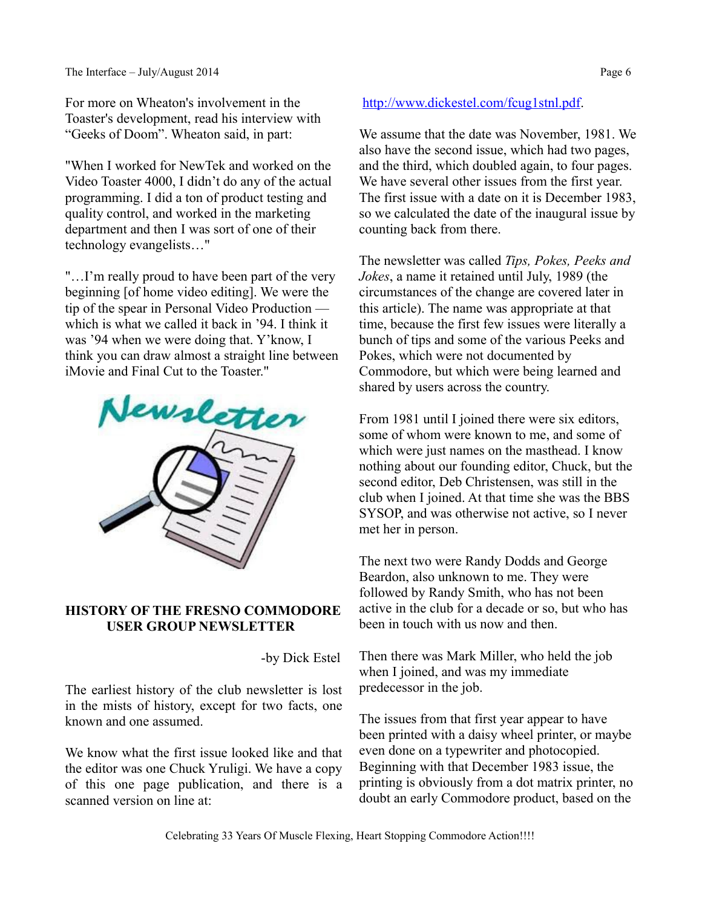For more on Wheaton's involvement in the Toaster's development, read his interview with "Geeks of Doom". Wheaton said, in part:

"When I worked for NewTek and worked on the Video Toaster 4000, I didn't do any of the actual programming. I did a ton of product testing and quality control, and worked in the marketing department and then I was sort of one of their technology evangelists…"

"…I'm really proud to have been part of the very beginning [of home video editing]. We were the tip of the spear in Personal Video Production — which is what we called it back in '94. I think it was '94 when we were doing that. Y'know, I think you can draw almost a straight line between iMovie and Final Cut to the Toaster."

## HISTORY OF THE FRESNO COMMODORE USER GROUP NEWSLETTER

-by Dick Estel

The earliest history of the club newsletter is lost in the mists of history, except for two facts, one known and one assumed.

We know what the first issue looked like and that the editor was one Chuck Yruligi. We have a copy of this one page publication, and there is a scanned version on line at: http://www.dickestel.com/fcug1stnl.pdf.

We assume that the date was November, 1981. We also have the second issue, which had two pages, and the third, which doubled again, to four pages. We have several other issues from the first year. The first issue with a date on it is December 1983, so we calculated the date of the inaugural issue by counting back from there.

The newsletter was called *Tips, Pokes, Peeks and Jokes*, a name it retained until July, 1989 (the circumstances of the change are covered later in this article). The name was appropriate at that time, because the first few issues were literally a bunch of tips and some of the various Peeks and Pokes, which were not documented by Commodore, but which were being learned and shared by users across the country.

From 1981 until I joined there were six editors, some of whom were known to me, and some of which were just names on the masthead. I know nothing about our founding editor, Chuck, but the second editor, Deb Christensen, was still in the club when I joined. At that time she was the BBS SYSOP, and was otherwise not active, so I never met her in person.

The next two were Randy Dodds and George Beardon, also unknown to me. They were followed by Randy Smith, who has not been active in the club for a decade or so, but who has been in touch with us now and then.

Then there was Mark Miller, who held the job when I joined, and was my immediate predecessor in the job.

The issues from that first year appear to have been printed with a daisy wheel printer, or maybe even done on a typewriter and photocopied. Beginning with that December 1983 issue, the printing is obviously from a dot matrix printer, no doubt an early Commodore product, based on the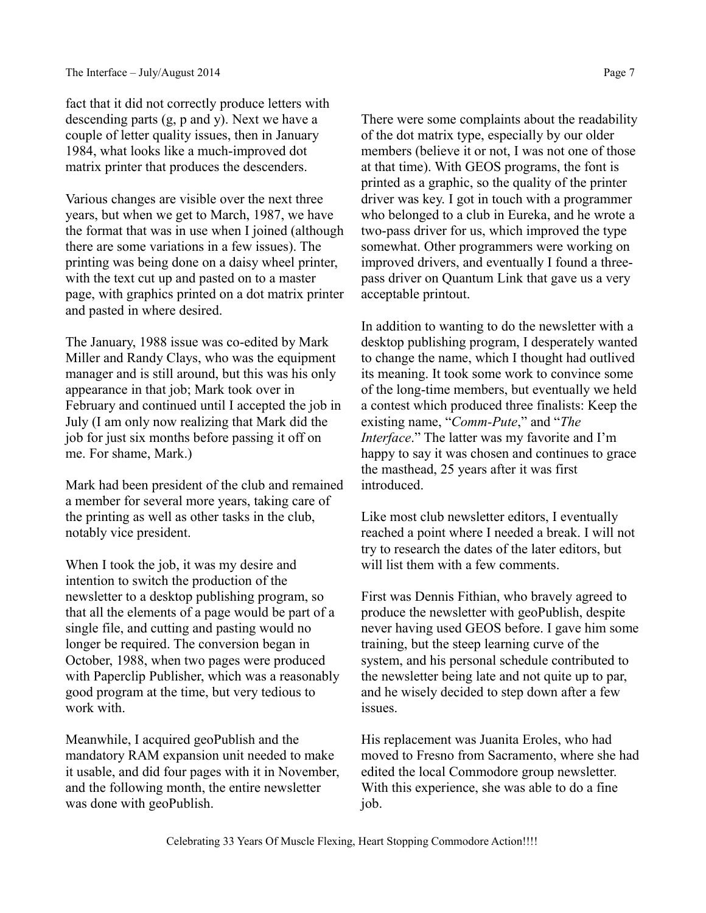fact that it did not correctly produce letters with descending parts (g, p and y). Next we have a couple of letter quality issues, then in January 1984, what looks like a much-improved dot matrix printer that produces the descenders.

Various changes are visible over the next three years, but when we get to March, 1987, we have the format that was in use when I joined (although there are some variations in a few issues). The printing was being done on a daisy wheel printer, with the text cut up and pasted on to a master page, with graphics printed on a dot matrix printer and pasted in where desired.

The January, 1988 issue was co-edited by Mark Miller and Randy Clays, who was the equipment manager and is still around, but this was his only appearance in that job; Mark took over in February and continued until I accepted the job in July (I am only now realizing that Mark did the job for just six months before passing it off on me. For shame, Mark.)

Mark had been president of the club and remained a member for several more years, taking care of the printing as well as other tasks in the club, notably vice president.

When I took the job, it was my desire and intention to switch the production of the newsletter to a desktop publishing program, so that all the elements of a page would be part of a single file, and cutting and pasting would no longer be required. The conversion began in October, 1988, when two pages were produced with Paperclip Publisher, which was a reasonably good program at the time, but very tedious to work with.

Meanwhile, I acquired geoPublish and the mandatory RAM expansion unit needed to make it usable, and did four pages with it in November, and the following month, the entire newsletter was done with geoPublish.

There were some complaints about the readability of the dot matrix type, especially by our older members (believe it or not, I was not one of those at that time). With GEOS programs, the font is printed as a graphic, so the quality of the printer driver was key. I got in touch with a programmer who belonged to a club in Eureka, and he wrote a two-pass driver for us, which improved the type somewhat. Other programmers were working on improved drivers, and eventually I found a three-pass driver on Quantum Link that gave us a very acceptable printout.

In addition to wanting to do the newsletter with a desktop publishing program, I desperately wanted to change the name, which I thought had outlived its meaning. It took some work to convince some of the long-time members, but eventually we held a contest which produced three finalists: Keep the existing name, "*Comm-Pute*," and "*The Interface*." The latter was my favorite and I'm happy to say it was chosen and continues to grace the masthead, 25 years after it was first introduced.

Like most club newsletter editors, I eventually reached a point where I needed a break. I will not try to research the dates of the later editors, but will list them with a few comments.

First was Dennis Fithian, who bravely agreed to produce the newsletter with geoPublish, despite never having used GEOS before. I gave him some training, but the steep learning curve of the system, and his personal schedule contributed to the newsletter being late and not quite up to par, and he wisely decided to step down after a few issues.

His replacement was Juanita Eroles, who had moved to Fresno from Sacramento, where she had edited the local Commodore group newsletter. With this experience, she was able to do a fine job.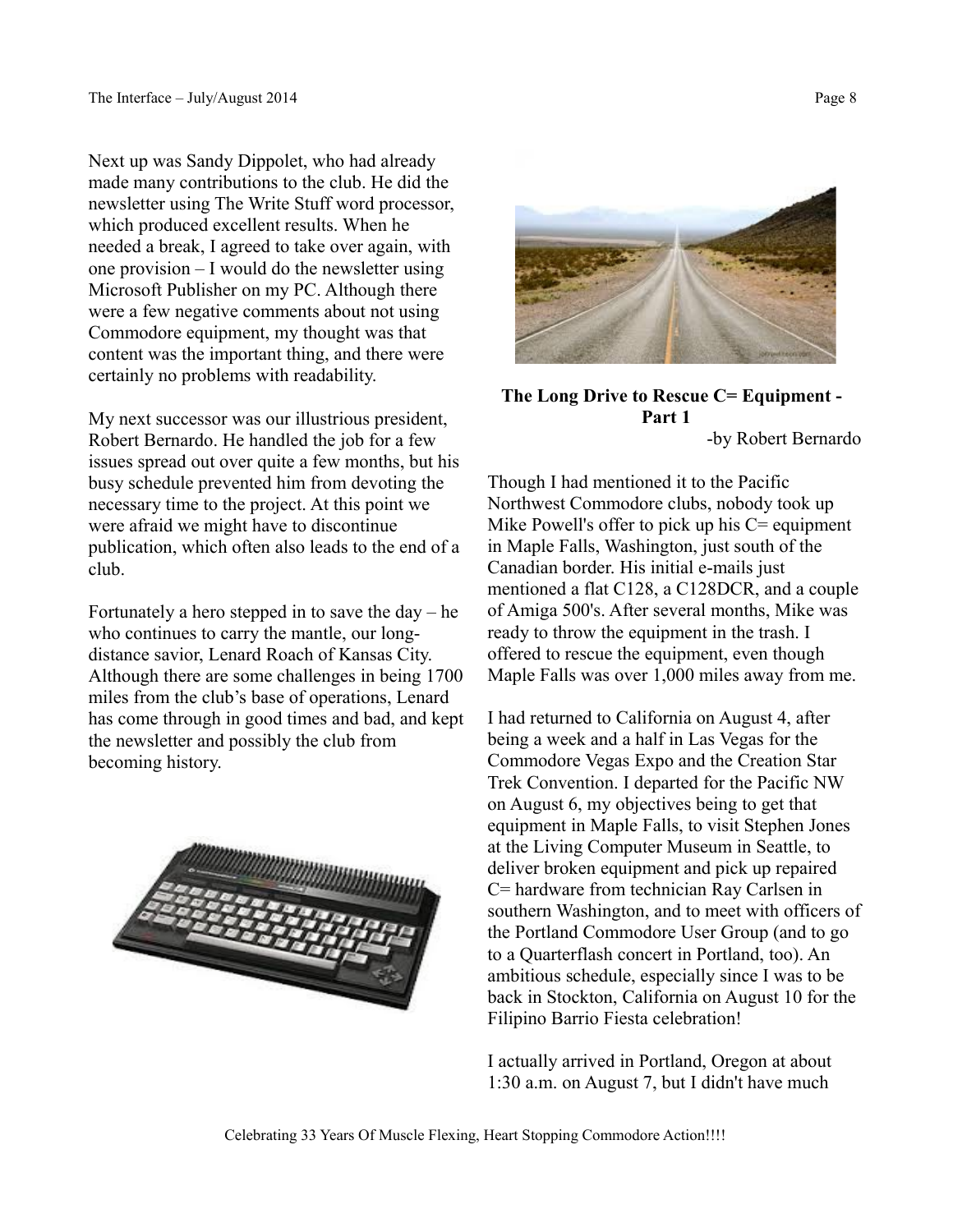Next up was Sandy Dippolet, who had already made many contributions to the club. He did the newsletter using The Write Stuff word processor, which produced excellent results. When he needed a break, I agreed to take over again, with one provision – I would do the newsletter using Microsoft Publisher on my PC. Although there were a few negative comments about not using Commodore equipment, my thought was that content was the important thing, and there were certainly no problems with readability.

My next successor was our illustrious president, Robert Bernardo. He handled the job for a few issues spread out over quite a few months, but his busy schedule prevented him from devoting the necessary time to the project. At this point we were afraid we might have to discontinue publication, which often also leads to the end of a club.

Fortunately a hero stepped in to save the day – he who continues to carry the mantle, our long-distance savior, Lenard Roach of Kansas City. Although there are some challenges in being 1700 miles from the club's base of operations, Lenard has come through in good times and bad, and kept the newsletter and possibly the club from becoming history.

**The Long Drive to Rescue C= Equipment - Part 1**

-by Robert Bernardo

Though I had mentioned it to the Pacific Northwest Commodore clubs, nobody took up Mike Powell's offer to pick up his C= equipment in Maple Falls, Washington, just south of the Canadian border. His initial e-mails just mentioned a flat C128, a C128DCR, and a couple of Amiga 500's. After several months, Mike was ready to throw the equipment in the trash. I offered to rescue the equipment, even though Maple Falls was over 1,000 miles away from me.

I had returned to California on August 4, after being a week and a half in Las Vegas for the Commodore Vegas Expo and the Creation Star Trek Convention. I departed for the Pacific NW on August 6, my objectives being to get that equipment in Maple Falls, to visit Stephen Jones at the Living Computer Museum in Seattle, to deliver broken equipment and pick up repaired C= hardware from technician Ray Carlsen in southern Washington, and to meet with officers of the Portland Commodore User Group (and to go to a Quarterflash concert in Portland, too). An ambitious schedule, especially since I was to be back in Stockton, California on August 10 for the Filipino Barrio Fiesta celebration!

I actually arrived in Portland, Oregon at about 1:30 a.m. on August 7, but I didn't have much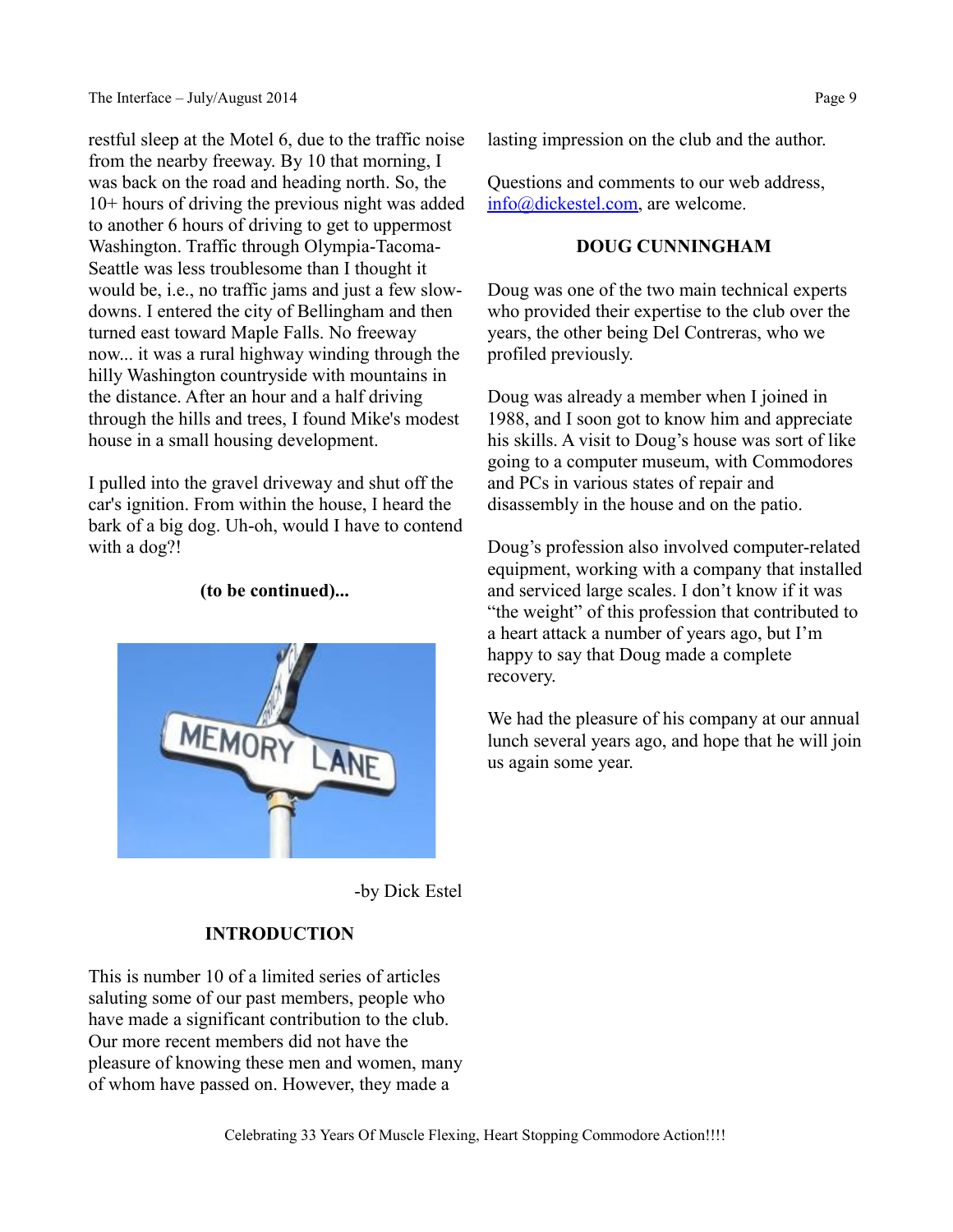restful sleep at the Motel 6, due to the traffic noise from the nearby freeway. By 10 that morning, I was back on the road and heading north. So, the 10+ hours of driving the previous night was added to another 6 hours of driving to get to uppermost Washington. Traffic through Olympia-Tacoma-Seattle was less troublesome than I thought it would be, i.e., no traffic jams and just a few slow-downs. I entered the city of Bellingham and then turned east toward Maple Falls. No freeway now... it was a rural highway winding through the hilly Washington countryside with mountains in the distance. After an hour and a half driving through the hills and trees, I found Mike's modest house in a small housing development.

I pulled into the gravel driveway and shut off the car's ignition. From within the house, I heard the bark of a big dog. Uh-oh, would I have to contend with a dog?!

**(to be continued)...**

-by Dick Estel

## INTRODUCTION

This is number 10 of a limited series of articles saluting some of our past members, people who have made a significant contribution to the club. Our more recent members did not have the pleasure of knowing these men and women, many of whom have passed on. However, they made a lasting impression on the club and the author.

Questions and comments to our web address, info@dickestel.com, are welcome.

## DOUG CUNNINGHAM

Doug was one of the two main technical experts who provided their expertise to the club over the years, the other being Del Contreras, who we profiled previously.

Doug was already a member when I joined in 1988, and I soon got to know him and appreciate his skills. A visit to Doug's house was sort of like going to a computer museum, with Commodores and PCs in various states of repair and disassembly in the house and on the patio.

Doug's profession also involved computer-related equipment, working with a company that installed and serviced large scales. I don't know if it was "the weight" of this profession that contributed to a heart attack a number of years ago, but I'm happy to say that Doug made a complete recovery.

We had the pleasure of his company at our annual lunch several years ago, and hope that he will join us again some year.